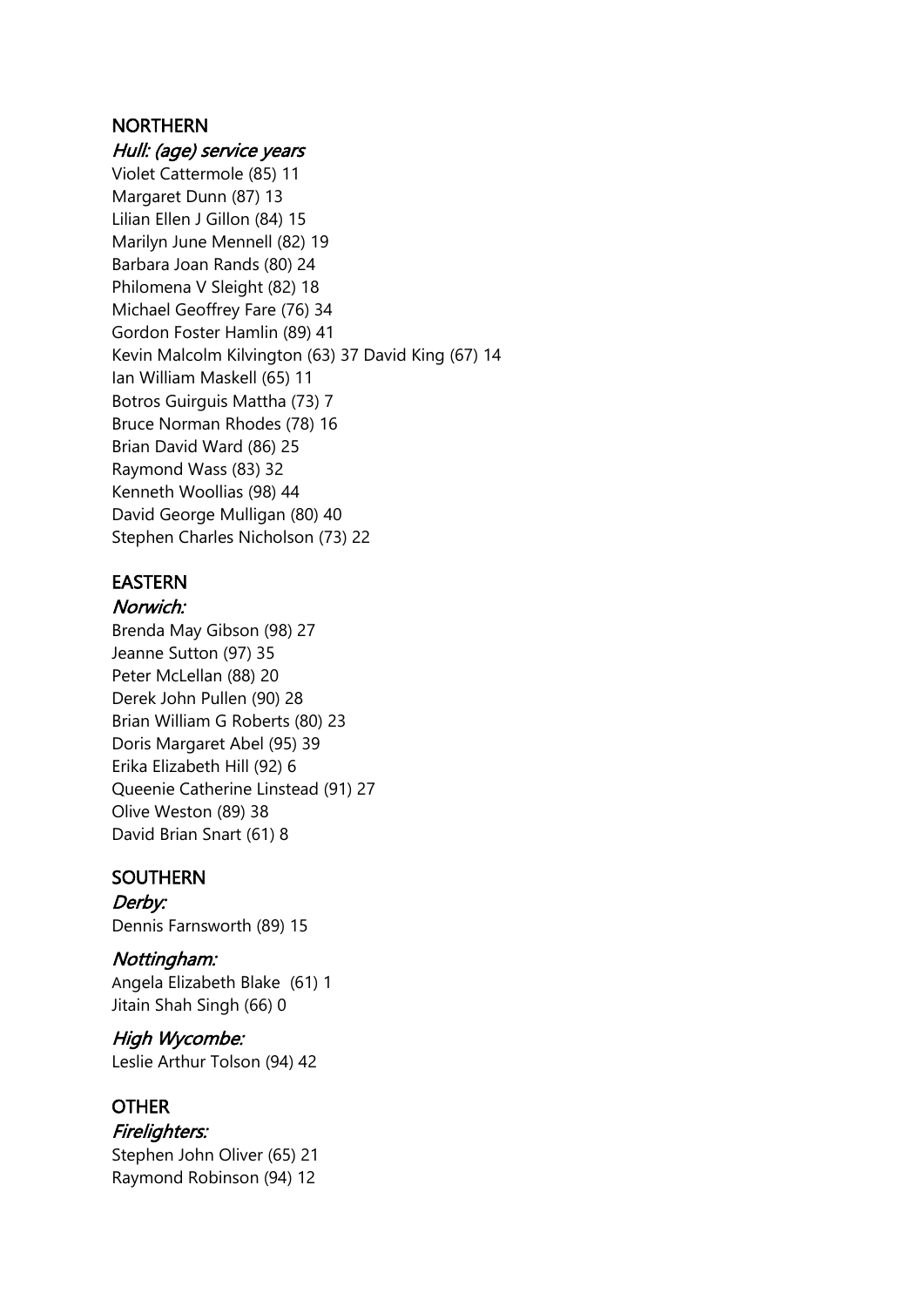## NORTHERN

*Hull: (age) service years*

Violet Cattermole (85) 11
Margaret Dunn (87) 13
Lilian Ellen J Gillon (84) 15
Marilyn June Mennell (82) 19
Barbara Joan Rands (80) 24
Philomena V Sleight (82) 18
Michael Geoffrey Fare (76) 34
Gordon Foster Hamlin (89) 41
Kevin Malcolm Kilvington (63) 37 David King (67) 14
Ian William Maskell (65) 11
Botros Guirguis Mattha (73) 7
Bruce Norman Rhodes (78) 16
Brian David Ward (86) 25
Raymond Wass (83) 32
Kenneth Woollias (98) 44
David George Mulligan (80) 40
Stephen Charles Nicholson (73) 22

## EASTERN

*Norwich:*

Brenda May Gibson (98) 27
Jeanne Sutton (97) 35
Peter McLellan (88) 20
Derek John Pullen (90) 28
Brian William G Roberts (80) 23
Doris Margaret Abel (95) 39
Erika Elizabeth Hill (92) 6
Queenie Catherine Linstead (91) 27
Olive Weston (89) 38
David Brian Snart (61) 8

## SOUTHERN

*Derby:*

Dennis Farnsworth (89) 15

*Nottingham:*

Angela Elizabeth Blake (61) 1
Jitain Shah Singh (66) 0

*High Wycombe:*

Leslie Arthur Tolson (94) 42

## OTHER

*Firelighters:*

Stephen John Oliver (65) 21
Raymond Robinson (94) 12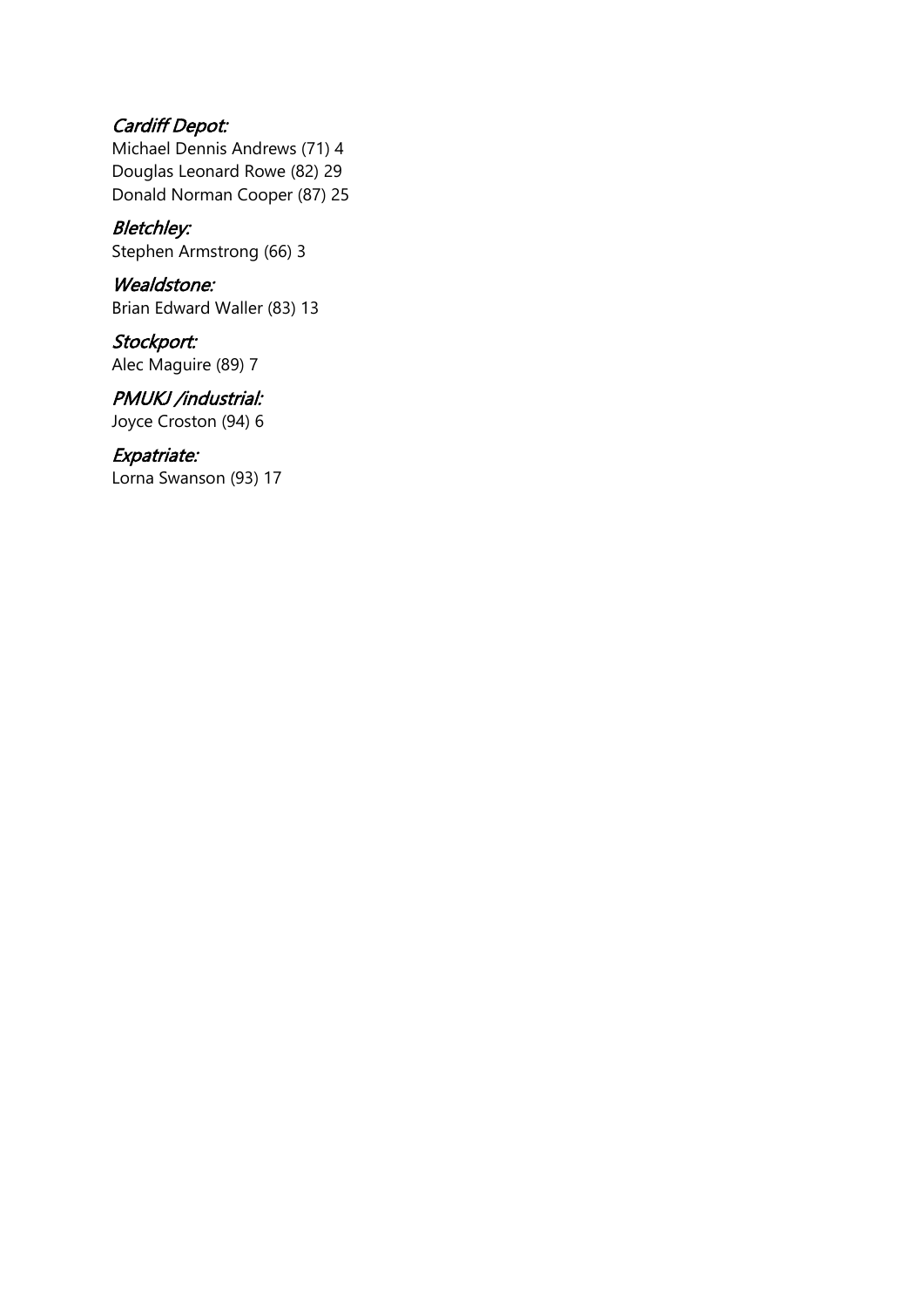*Cardiff Depot:*
Michael Dennis Andrews (71) 4
Douglas Leonard Rowe (82) 29
Donald Norman Cooper (87) 25

*Bletchley:*
Stephen Armstrong (66) 3

*Wealdstone:*
Brian Edward Waller (83) 13

*Stockport:*
Alec Maguire (89) 7

*PMUKJ /industrial:*
Joyce Croston (94) 6

*Expatriate:*
Lorna Swanson (93) 17